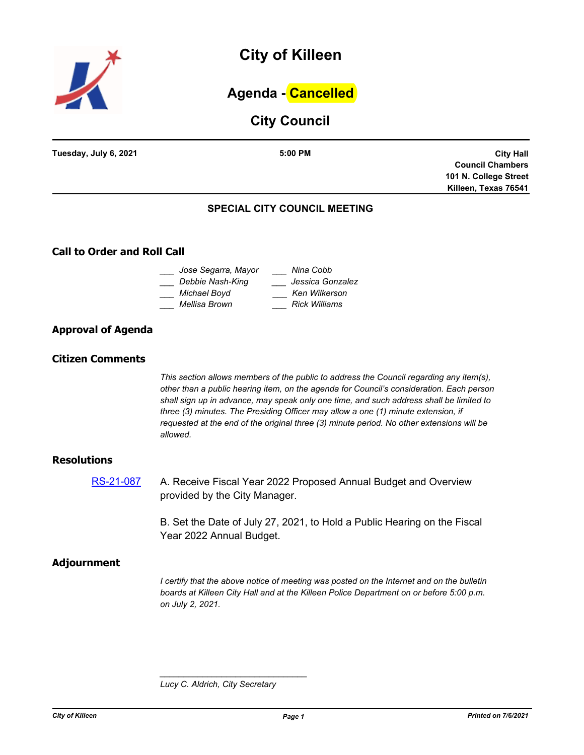# City of Killeen

## Agenda - Cancelled

## City Council

**Tuesday, July 6, 2021** | **5:00 PM** | **City Hall Council Chambers 101 N. College Street Killeen, Texas 76541**

### SPECIAL CITY COUNCIL MEETING

## Call to Order and Roll Call

___ *Jose Segarra, Mayor*
___ *Debbie Nash-King*
___ *Michael Boyd*
___ *Mellisa Brown*
___ *Nina Cobb*
___ *Jessica Gonzalez*
___ *Ken Wilkerson*
___ *Rick Williams*

## Approval of Agenda

## Citizen Comments

*This section allows members of the public to address the Council regarding any item(s), other than a public hearing item, on the agenda for Council's consideration. Each person shall sign up in advance, may speak only one time, and such address shall be limited to three (3) minutes. The Presiding Officer may allow a one (1) minute extension, if requested at the end of the original three (3) minute period. No other extensions will be allowed.*

## Resolutions

RS-21-087 A. Receive Fiscal Year 2022 Proposed Annual Budget and Overview provided by the City Manager.

B. Set the Date of July 27, 2021, to Hold a Public Hearing on the Fiscal Year 2022 Annual Budget.

## Adjournment

*I certify that the above notice of meeting was posted on the Internet and on the bulletin boards at Killeen City Hall and at the Killeen Police Department on or before 5:00 p.m. on July 2, 2021.*

_______________________________

*Lucy C. Aldrich, City Secretary*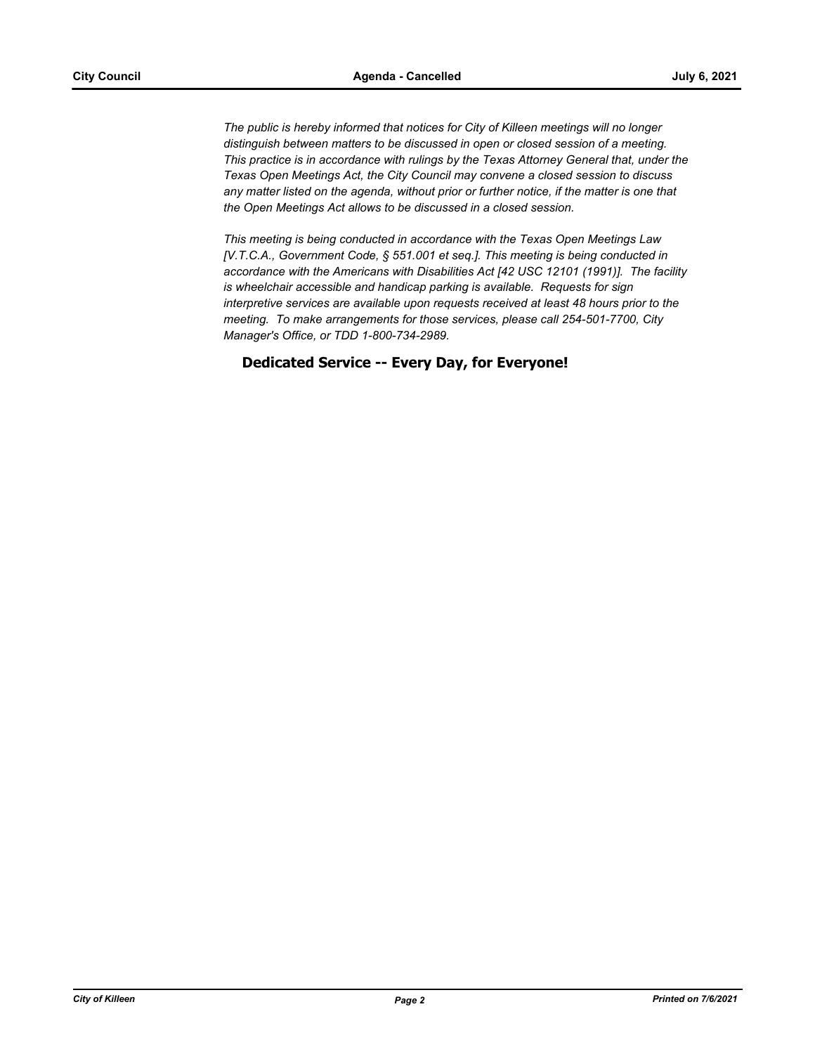*The public is hereby informed that notices for City of Killeen meetings will no longer distinguish between matters to be discussed in open or closed session of a meeting. This practice is in accordance with rulings by the Texas Attorney General that, under the Texas Open Meetings Act, the City Council may convene a closed session to discuss any matter listed on the agenda, without prior or further notice, if the matter is one that the Open Meetings Act allows to be discussed in a closed session.*

*This meeting is being conducted in accordance with the Texas Open Meetings Law [V.T.C.A., Government Code, § 551.001 et seq.]. This meeting is being conducted in accordance with the Americans with Disabilities Act [42 USC 12101 (1991)]. The facility is wheelchair accessible and handicap parking is available. Requests for sign interpretive services are available upon requests received at least 48 hours prior to the meeting. To make arrangements for those services, please call 254-501-7700, City Manager's Office, or TDD 1-800-734-2989.*

**Dedicated Service -- Every Day, for Everyone!**